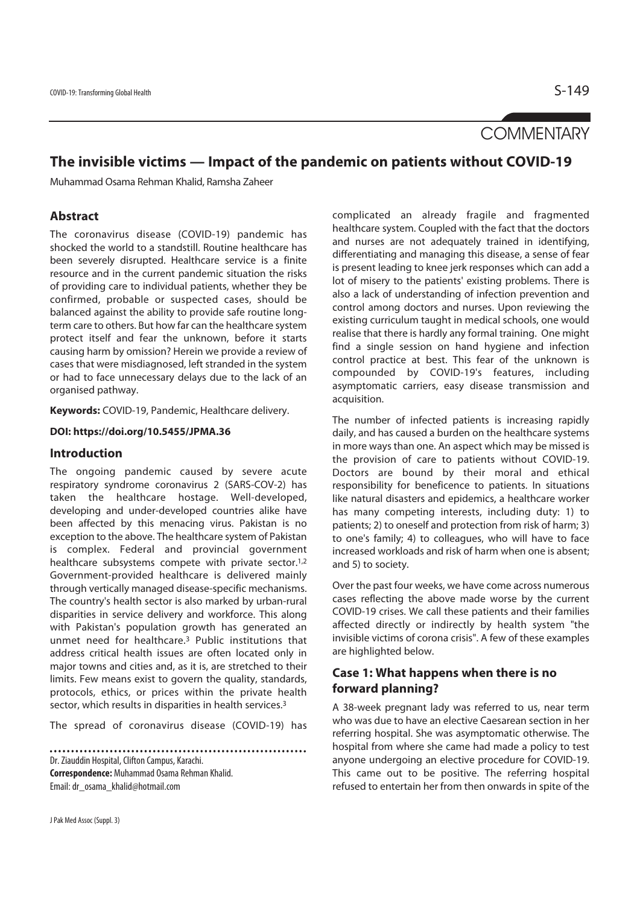COMMENTARY

# The invisible victims — Impact of the pandemic on patients without COVID-19

Muhammad Osama Rehman Khalid, Ramsha Zaheer

## Abstract

The coronavirus disease (COVID-19) pandemic has shocked the world to a standstill. Routine healthcare has been severely disrupted. Healthcare service is a finite resource and in the current pandemic situation the risks of providing care to individual patients, whether they be confirmed, probable or suspected cases, should be balanced against the ability to provide safe routine long-term care to others. But how far can the healthcare system protect itself and fear the unknown, before it starts causing harm by omission? Herein we provide a review of cases that were misdiagnosed, left stranded in the system or had to face unnecessary delays due to the lack of an organised pathway.

**Keywords:** COVID-19, Pandemic, Healthcare delivery.

**DOI: https://doi.org/10.5455/JPMA.36**

## Introduction

The ongoing pandemic caused by severe acute respiratory syndrome coronavirus 2 (SARS-COV-2) has taken the healthcare hostage. Well-developed, developing and under-developed countries alike have been affected by this menacing virus. Pakistan is no exception to the above. The healthcare system of Pakistan is complex. Federal and provincial government healthcare subsystems compete with private sector.[1,2] Government-provided healthcare is delivered mainly through vertically managed disease-specific mechanisms. The country's health sector is also marked by urban-rural disparities in service delivery and workforce. This along with Pakistan's population growth has generated an unmet need for healthcare.[3] Public institutions that address critical health issues are often located only in major towns and cities and, as it is, are stretched to their limits. Few means exist to govern the quality, standards, protocols, ethics, or prices within the private health sector, which results in disparities in health services.[3]

The spread of coronavirus disease (COVID-19) has complicated an already fragile and fragmented healthcare system. Coupled with the fact that the doctors and nurses are not adequately trained in identifying, differentiating and managing this disease, a sense of fear is present leading to knee jerk responses which can add a lot of misery to the patients' existing problems. There is also a lack of understanding of infection prevention and control among doctors and nurses. Upon reviewing the existing curriculum taught in medical schools, one would realise that there is hardly any formal training. One might find a single session on hand hygiene and infection control practice at best. This fear of the unknown is compounded by COVID-19's features, including asymptomatic carriers, easy disease transmission and acquisition.

The number of infected patients is increasing rapidly daily, and has caused a burden on the healthcare systems in more ways than one. An aspect which may be missed is the provision of care to patients without COVID-19. Doctors are bound by their moral and ethical responsibility for beneficence to patients. In situations like natural disasters and epidemics, a healthcare worker has many competing interests, including duty: 1) to patients; 2) to oneself and protection from risk of harm; 3) to one's family; 4) to colleagues, who will have to face increased workloads and risk of harm when one is absent; and 5) to society.

Over the past four weeks, we have come across numerous cases reflecting the above made worse by the current COVID-19 crises. We call these patients and their families affected directly or indirectly by health system "the invisible victims of corona crisis". A few of these examples are highlighted below.

## Case 1: What happens when there is no forward planning?

A 38-week pregnant lady was referred to us, near term who was due to have an elective Caesarean section in her referring hospital. She was asymptomatic otherwise. The hospital from where she came had made a policy to test anyone undergoing an elective procedure for COVID-19. This came out to be positive. The referring hospital refused to entertain her from then onwards in spite of the

Dr. Ziauddin Hospital, Clifton Campus, Karachi.

**Correspondence:** Muhammad Osama Rehman Khalid. Email: dr_osama_khalid@hotmail.com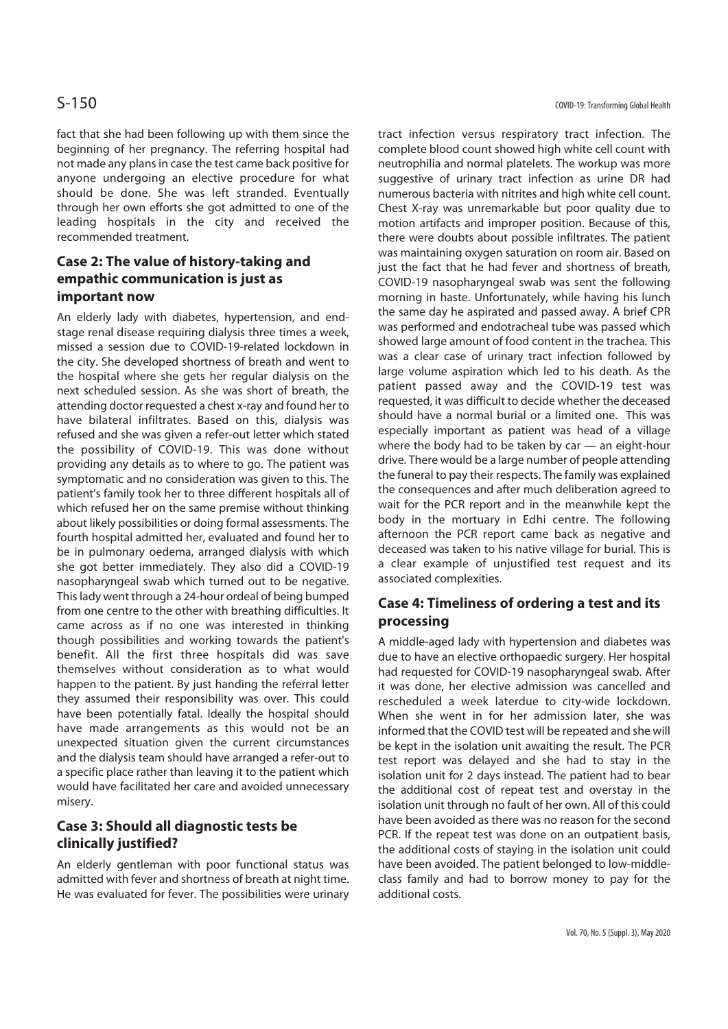fact that she had been following up with them since the beginning of her pregnancy. The referring hospital had not made any plans in case the test came back positive for anyone undergoing an elective procedure for what should be done. She was left stranded. Eventually through her own efforts she got admitted to one of the leading hospitals in the city and received the recommended treatment.

## Case 2: The value of history-taking and empathic communication is just as important now

An elderly lady with diabetes, hypertension, and end-stage renal disease requiring dialysis three times a week, missed a session due to COVID-19-related lockdown in the city. She developed shortness of breath and went to the hospital where she gets her regular dialysis on the next scheduled session. As she was short of breath, the attending doctor requested a chest x-ray and found her to have bilateral infiltrates. Based on this, dialysis was refused and she was given a refer-out letter which stated the possibility of COVID-19. This was done without providing any details as to where to go. The patient was symptomatic and no consideration was given to this. The patient's family took her to three different hospitals all of which refused her on the same premise without thinking about likely possibilities or doing formal assessments. The fourth hospital admitted her, evaluated and found her to be in pulmonary oedema, arranged dialysis with which she got better immediately. They also did a COVID-19 nasopharyngeal swab which turned out to be negative. This lady went through a 24-hour ordeal of being bumped from one centre to the other with breathing difficulties. It came across as if no one was interested in thinking though possibilities and working towards the patient's benefit. All the first three hospitals did was save themselves without consideration as to what would happen to the patient. By just handing the referral letter they assumed their responsibility was over. This could have been potentially fatal. Ideally the hospital should have made arrangements as this would not be an unexpected situation given the current circumstances and the dialysis team should have arranged a refer-out to a specific place rather than leaving it to the patient which would have facilitated her care and avoided unnecessary misery.

## Case 3: Should all diagnostic tests be clinically justified?

An elderly gentleman with poor functional status was admitted with fever and shortness of breath at night time. He was evaluated for fever. The possibilities were urinary tract infection versus respiratory tract infection. The complete blood count showed high white cell count with neutrophilia and normal platelets. The workup was more suggestive of urinary tract infection as urine DR had numerous bacteria with nitrites and high white cell count. Chest X-ray was unremarkable but poor quality due to motion artifacts and improper position. Because of this, there were doubts about possible infiltrates. The patient was maintaining oxygen saturation on room air. Based on just the fact that he had fever and shortness of breath, COVID-19 nasopharyngeal swab was sent the following morning in haste. Unfortunately, while having his lunch the same day he aspirated and passed away. A brief CPR was performed and endotracheal tube was passed which showed large amount of food content in the trachea. This was a clear case of urinary tract infection followed by large volume aspiration which led to his death. As the patient passed away and the COVID-19 test was requested, it was difficult to decide whether the deceased should have a normal burial or a limited one. This was especially important as patient was head of a village where the body had to be taken by car — an eight-hour drive. There would be a large number of people attending the funeral to pay their respects. The family was explained the consequences and after much deliberation agreed to wait for the PCR report and in the meanwhile kept the body in the mortuary in Edhi centre. The following afternoon the PCR report came back as negative and deceased was taken to his native village for burial. This is a clear example of unjustified test request and its associated complexities.

## Case 4: Timeliness of ordering a test and its processing

A middle-aged lady with hypertension and diabetes was due to have an elective orthopaedic surgery. Her hospital had requested for COVID-19 nasopharyngeal swab. After it was done, her elective admission was cancelled and rescheduled a week laterdue to city-wide lockdown. When she went in for her admission later, she was informed that the COVID test will be repeated and she will be kept in the isolation unit awaiting the result. The PCR test report was delayed and she had to stay in the isolation unit for 2 days instead. The patient had to bear the additional cost of repeat test and overstay in the isolation unit through no fault of her own. All of this could have been avoided as there was no reason for the second PCR. If the repeat test was done on an outpatient basis, the additional costs of staying in the isolation unit could have been avoided. The patient belonged to low-middle-class family and had to borrow money to pay for the additional costs.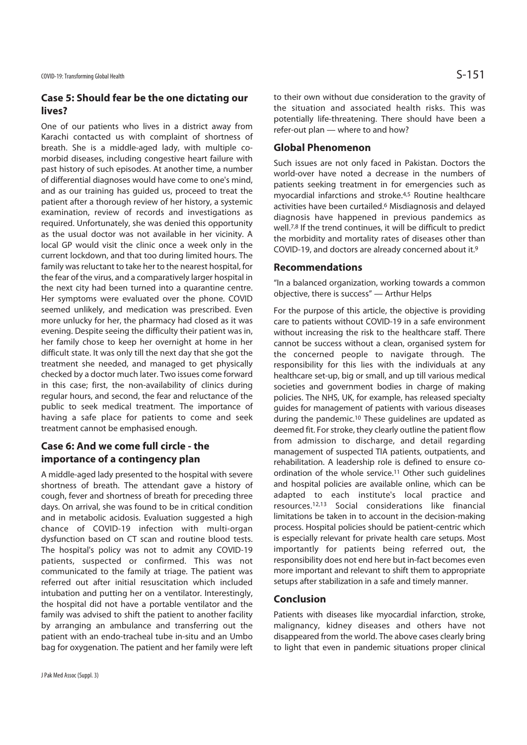## Case 5: Should fear be the one dictating our lives?

One of our patients who lives in a district away from Karachi contacted us with complaint of shortness of breath. She is a middle-aged lady, with multiple co-morbid diseases, including congestive heart failure with past history of such episodes. At another time, a number of differential diagnoses would have come to one's mind, and as our training has guided us, proceed to treat the patient after a thorough review of her history, a systemic examination, review of records and investigations as required. Unfortunately, she was denied this opportunity as the usual doctor was not available in her vicinity. A local GP would visit the clinic once a week only in the current lockdown, and that too during limited hours. The family was reluctant to take her to the nearest hospital, for the fear of the virus, and a comparatively larger hospital in the next city had been turned into a quarantine centre. Her symptoms were evaluated over the phone. COVID seemed unlikely, and medication was prescribed. Even more unlucky for her, the pharmacy had closed as it was evening. Despite seeing the difficulty their patient was in, her family chose to keep her overnight at home in her difficult state. It was only till the next day that she got the treatment she needed, and managed to get physically checked by a doctor much later. Two issues come forward in this case; first, the non-availability of clinics during regular hours, and second, the fear and reluctance of the public to seek medical treatment. The importance of having a safe place for patients to come and seek treatment cannot be emphasised enough.

## Case 6: And we come full circle - the importance of a contingency plan

A middle-aged lady presented to the hospital with severe shortness of breath. The attendant gave a history of cough, fever and shortness of breath for preceding three days. On arrival, she was found to be in critical condition and in metabolic acidosis. Evaluation suggested a high chance of COVID-19 infection with multi-organ dysfunction based on CT scan and routine blood tests. The hospital's policy was not to admit any COVID-19 patients, suspected or confirmed. This was not communicated to the family at triage. The patient was referred out after initial resuscitation which included intubation and putting her on a ventilator. Interestingly, the hospital did not have a portable ventilator and the family was advised to shift the patient to another facility by arranging an ambulance and transferring out the patient with an endo-tracheal tube in-situ and an Umbo bag for oxygenation. The patient and her family were left to their own without due consideration to the gravity of the situation and associated health risks. This was potentially life-threatening. There should have been a refer-out plan — where to and how?

## Global Phenomenon

Such issues are not only faced in Pakistan. Doctors the world-over have noted a decrease in the numbers of patients seeking treatment in for emergencies such as myocardial infarctions and stroke.[4,5] Routine healthcare activities have been curtailed.[6] Misdiagnosis and delayed diagnosis have happened in previous pandemics as well.[7,8] If the trend continues, it will be difficult to predict the morbidity and mortality rates of diseases other than COVID-19, and doctors are already concerned about it.[9]

## Recommendations

"In a balanced organization, working towards a common objective, there is success" — Arthur Helps

For the purpose of this article, the objective is providing care to patients without COVID-19 in a safe environment without increasing the risk to the healthcare staff. There cannot be success without a clean, organised system for the concerned people to navigate through. The responsibility for this lies with the individuals at any healthcare set-up, big or small, and up till various medical societies and government bodies in charge of making policies. The NHS, UK, for example, has released specialty guides for management of patients with various diseases during the pandemic.[10] These guidelines are updated as deemed fit. For stroke, they clearly outline the patient flow from admission to discharge, and detail regarding management of suspected TIA patients, outpatients, and rehabilitation. A leadership role is defined to ensure co-ordination of the whole service.[11] Other such guidelines and hospital policies are available online, which can be adapted to each institute's local practice and resources.[12,13] Social considerations like financial limitations be taken in to account in the decision-making process. Hospital policies should be patient-centric which is especially relevant for private health care setups. Most importantly for patients being referred out, the responsibility does not end here but in-fact becomes even more important and relevant to shift them to appropriate setups after stabilization in a safe and timely manner.

## Conclusion

Patients with diseases like myocardial infarction, stroke, malignancy, kidney diseases and others have not disappeared from the world. The above cases clearly bring to light that even in pandemic situations proper clinical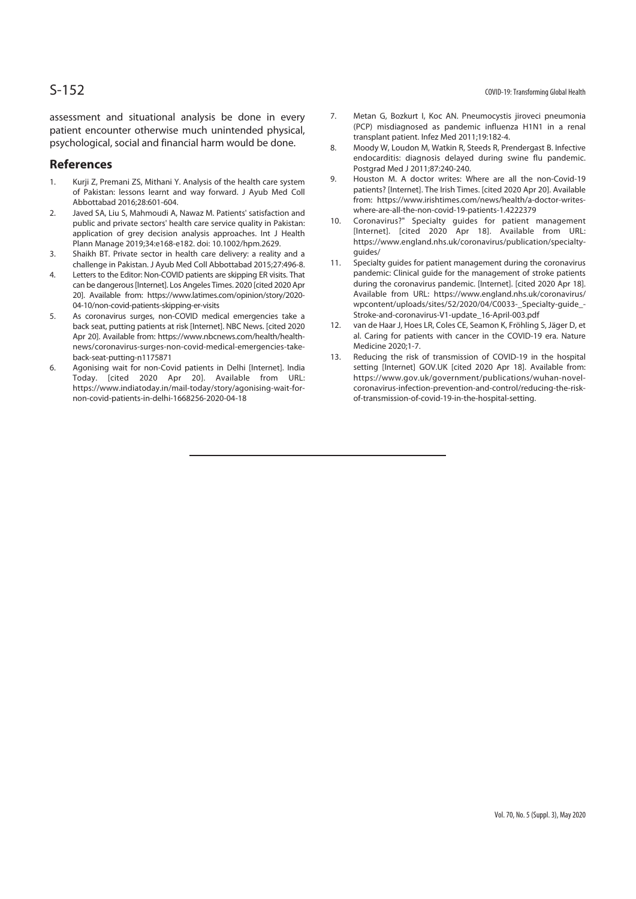assessment and situational analysis be done in every patient encounter otherwise much unintended physical, psychological, social and financial harm would be done.

## References

1. Kurji Z, Premani ZS, Mithani Y. Analysis of the health care system of Pakistan: lessons learnt and way forward. J Ayub Med Coll Abbottabad 2016;28:601-604.
2. Javed SA, Liu S, Mahmoudi A, Nawaz M. Patients' satisfaction and public and private sectors' health care service quality in Pakistan: application of grey decision analysis approaches. Int J Health Plann Manage 2019;34:e168-e182. doi: 10.1002/hpm.2629.
3. Shaikh BT. Private sector in health care delivery: a reality and a challenge in Pakistan. J Ayub Med Coll Abbottabad 2015;27:496-8.
4. Letters to the Editor: Non-COVID patients are skipping ER visits. That can be dangerous [Internet]. Los Angeles Times. 2020 [cited 2020 Apr 20]. Available from: https://www.latimes.com/opinion/story/2020-04-10/non-covid-patients-skipping-er-visits
5. As coronavirus surges, non-COVID medical emergencies take a back seat, putting patients at risk [Internet]. NBC News. [cited 2020 Apr 20]. Available from: https://www.nbcnews.com/health/health-news/coronavirus-surges-non-covid-medical-emergencies-take-back-seat-putting-n1175871
6. Agonising wait for non-Covid patients in Delhi [Internet]. India Today. [cited 2020 Apr 20]. Available from URL: https://www.indiatoday.in/mail-today/story/agonising-wait-for-non-covid-patients-in-delhi-1668256-2020-04-18
7. Metan G, Bozkurt I, Koc AN. Pneumocystis jiroveci pneumonia (PCP) misdiagnosed as pandemic influenza H1N1 in a renal transplant patient. Infez Med 2011;19:182-4.
8. Moody W, Loudon M, Watkin R, Steeds R, Prendergast B. Infective endocarditis: diagnosis delayed during swine flu pandemic. Postgrad Med J 2011;87:240-240.
9. Houston M. A doctor writes: Where are all the non-Covid-19 patients? [Internet]. The Irish Times. [cited 2020 Apr 20]. Available from: https://www.irishtimes.com/news/health/a-doctor-writes-where-are-all-the-non-covid-19-patients-1.4222379
10. Coronavirus?" Specialty guides for patient management [Internet]. [cited 2020 Apr 18]. Available from URL: https://www.england.nhs.uk/coronavirus/publication/specialty-guides/
11. Specialty guides for patient management during the coronavirus pandemic: Clinical guide for the management of stroke patients during the coronavirus pandemic. [Internet]. [cited 2020 Apr 18]. Available from URL: https://www.england.nhs.uk/coronavirus/wpcontent/uploads/sites/52/2020/04/C0033-_Specialty-guide_-Stroke-and-coronavirus-V1-update_16-April-003.pdf
12. van de Haar J, Hoes LR, Coles CE, Seamon K, Fröhling S, Jäger D, et al. Caring for patients with cancer in the COVID-19 era. Nature Medicine 2020;1-7.
13. Reducing the risk of transmission of COVID-19 in the hospital setting [Internet] GOV.UK [cited 2020 Apr 18]. Available from: https://www.gov.uk/government/publications/wuhan-novel-coronavirus-infection-prevention-and-control/reducing-the-risk-of-transmission-of-covid-19-in-the-hospital-setting.